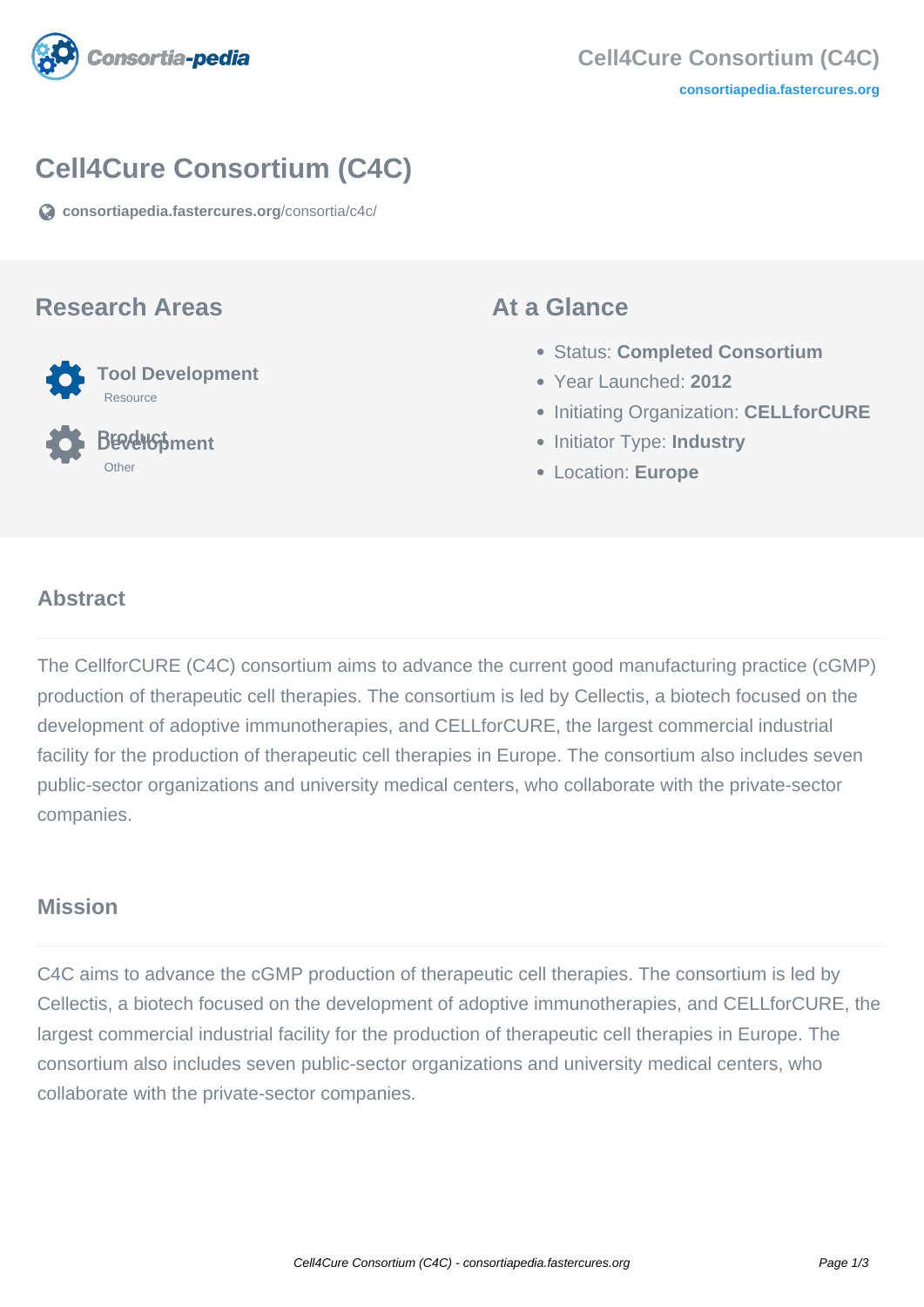# Cell4Cure Consortium (C4C)

consortiapedia.fastercures.org/consortia/c4c/

## Research Areas

**Tool Development**
Resource

**Product Development**
Other

## At a Glance

- Status: **Completed Consortium**
- Year Launched: **2012**
- Initiating Organization: **CELLforCURE**
- Initiator Type: **Industry**
- Location: **Europe**

## Abstract

The CellforCURE (C4C) consortium aims to advance the current good manufacturing practice (cGMP) production of therapeutic cell therapies. The consortium is led by Cellectis, a biotech focused on the development of adoptive immunotherapies, and CELLforCURE, the largest commercial industrial facility for the production of therapeutic cell therapies in Europe. The consortium also includes seven public-sector organizations and university medical centers, who collaborate with the private-sector companies.

## Mission

C4C aims to advance the cGMP production of therapeutic cell therapies. The consortium is led by Cellectis, a biotech focused on the development of adoptive immunotherapies, and CELLforCURE, the largest commercial industrial facility for the production of therapeutic cell therapies in Europe. The consortium also includes seven public-sector organizations and university medical centers, who collaborate with the private-sector companies.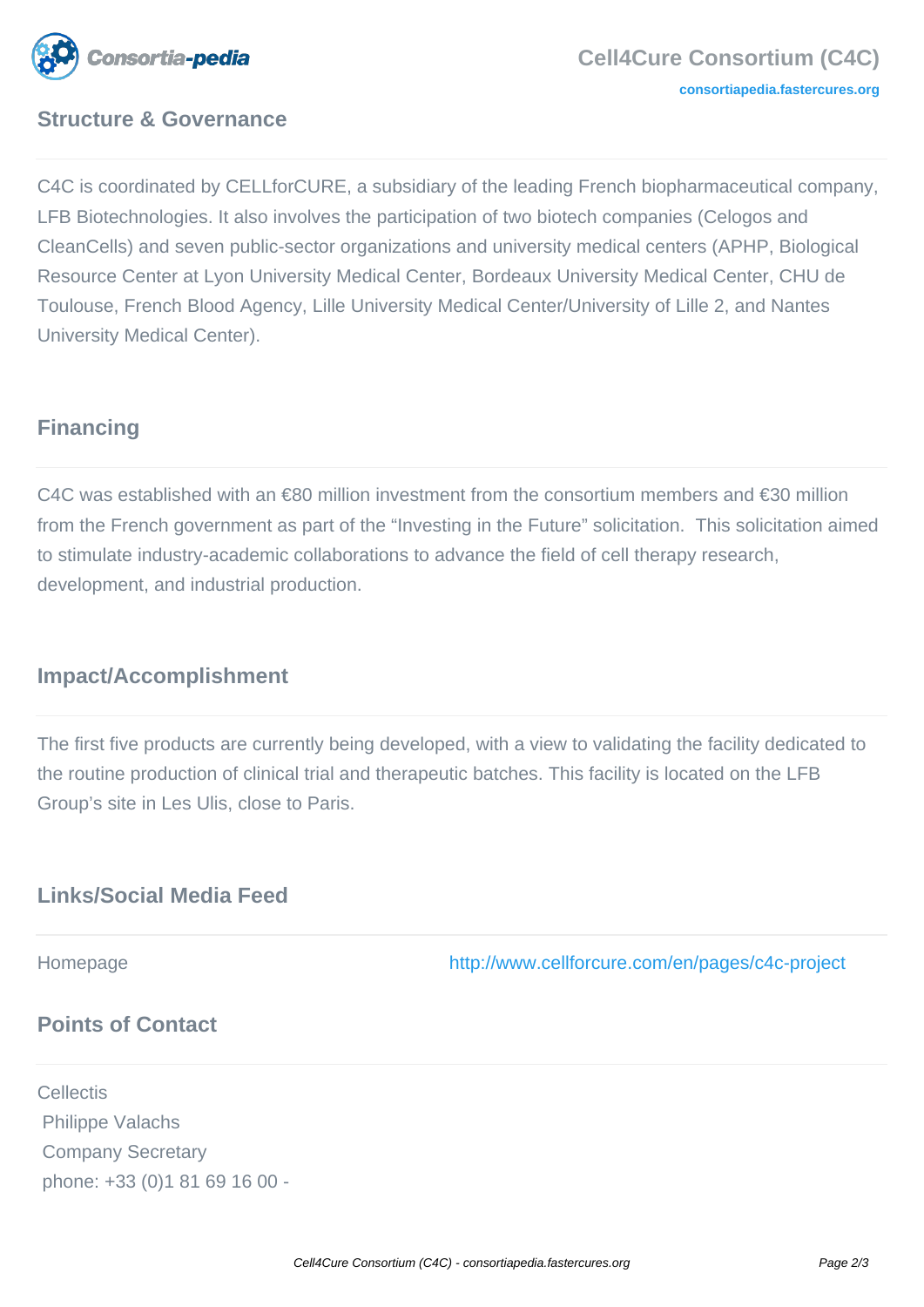## Structure & Governance

C4C is coordinated by CELLforCURE, a subsidiary of the leading French biopharmaceutical company, LFB Biotechnologies. It also involves the participation of two biotech companies (Celogos and CleanCells) and seven public-sector organizations and university medical centers (APHP, Biological Resource Center at Lyon University Medical Center, Bordeaux University Medical Center, CHU de Toulouse, French Blood Agency, Lille University Medical Center/University of Lille 2, and Nantes University Medical Center).

## Financing

C4C was established with an €80 million investment from the consortium members and €30 million from the French government as part of the "Investing in the Future" solicitation. This solicitation aimed to stimulate industry-academic collaborations to advance the field of cell therapy research, development, and industrial production.

## Impact/Accomplishment

The first five products are currently being developed, with a view to validating the facility dedicated to the routine production of clinical trial and therapeutic batches. This facility is located on the LFB Group's site in Les Ulis, close to Paris.

## Links/Social Media Feed

| Homepage | http://www.cellforcure.com/en/pages/c4c-project |
| --- | --- |

## Points of Contact

Cellectis
Philippe Valachs
Company Secretary
phone: +33 (0)1 81 69 16 00 -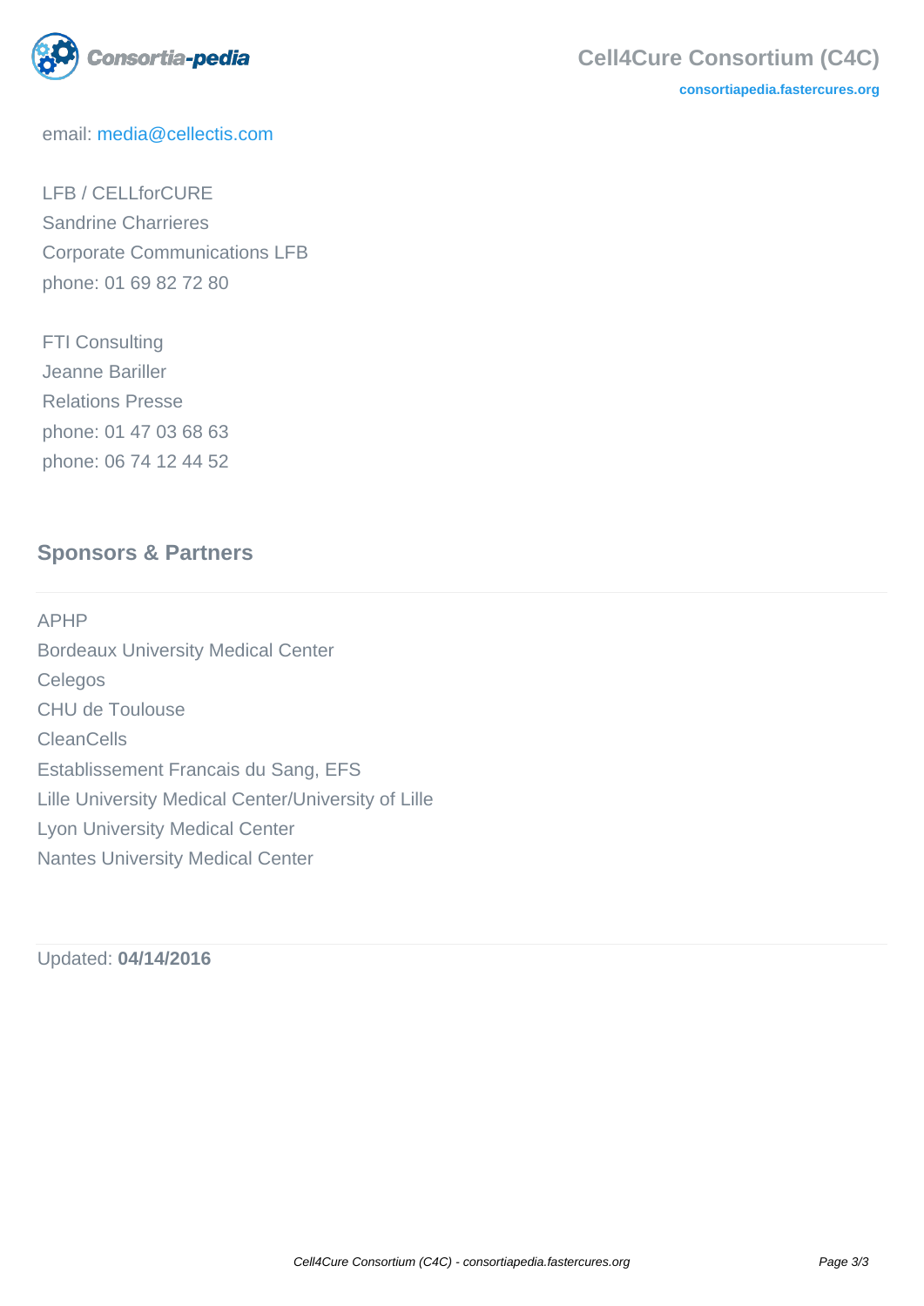email: media@cellectis.com

LFB / CELLforCURE
Sandrine Charrieres
Corporate Communications LFB
phone: 01 69 82 72 80

FTI Consulting
Jeanne Bariller
Relations Presse
phone: 01 47 03 68 63
phone: 06 74 12 44 52

## Sponsors & Partners

APHP
Bordeaux University Medical Center
Celegos
CHU de Toulouse
CleanCells
Establissement Francais du Sang, EFS
Lille University Medical Center/University of Lille
Lyon University Medical Center
Nantes University Medical Center

Updated: **04/14/2016**